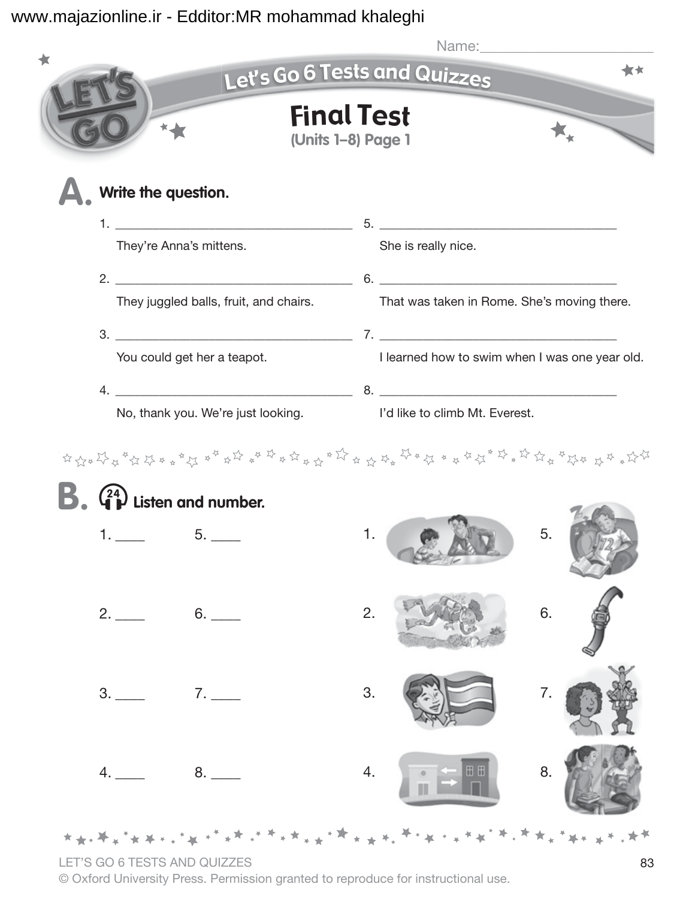www.majazionline.ir - Edditor:MR mohammad khaleghi

Name:________________________

# Let's Go 6 Tests and Quizzes

## Final Test
(Units 1–8) Page 1

### A. Write the question.

1. ____________________________________
   They're Anna's mittens.

2. ____________________________________
   They juggled balls, fruit, and chairs.

3. ____________________________________
   You could get her a teapot.

4. ____________________________________
   No, thank you. We're just looking.

5. ____________________________________
   She is really nice.

6. ____________________________________
   That was taken in Rome. She's moving there.

7. ____________________________________
   I learned how to swim when I was one year old.

8. ____________________________________
   I'd like to climb Mt. Everest.

### B. (24) Listen and number.

1. ____ 5. ____

2. ____ 6. ____

3. ____ 7. ____

4. ____ 8. ____

1.
2.
3.
4.
5.
6.
7.
8.

LET'S GO 6 TESTS AND QUIZZES
© Oxford University Press. Permission granted to reproduce for instructional use.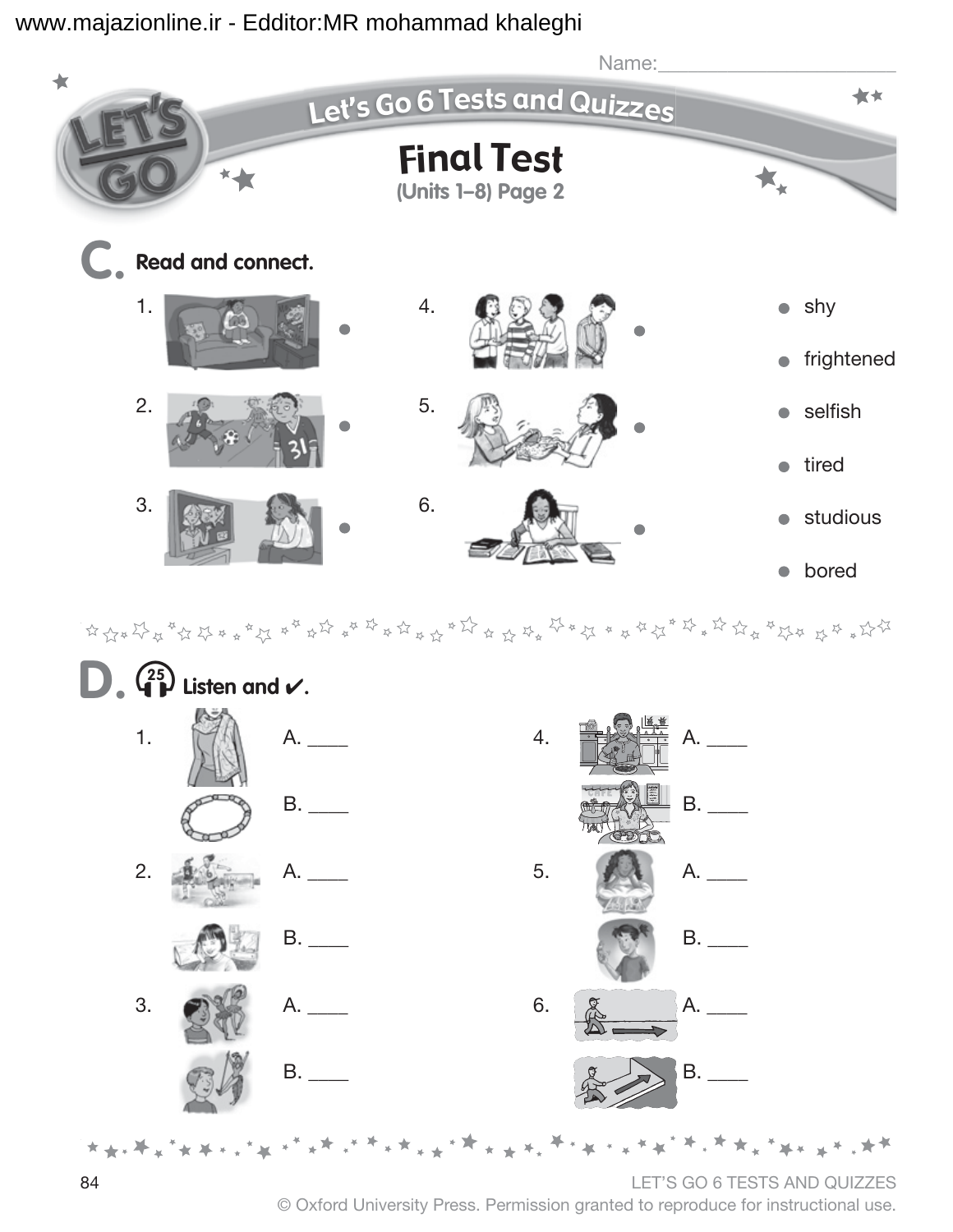Name:________________________

# Let's Go 6 Tests and Quizzes

## Final Test

(Units 1–8) Page 2

### C. Read and connect.

1. •
2. •
3. •
4. •
5. •
6. •

- shy
- frightened
- selfish
- tired
- studious
- bored

### D. 25 Listen and ✔.

1. A. ____
   B. ____
2. A. ____
   B. ____
3. A. ____
   B. ____
4. A. ____
   B. ____
5. A. ____
   B. ____
6. A. ____
   B. ____

LET'S GO 6 TESTS AND QUIZZES
© Oxford University Press. Permission granted to reproduce for instructional use.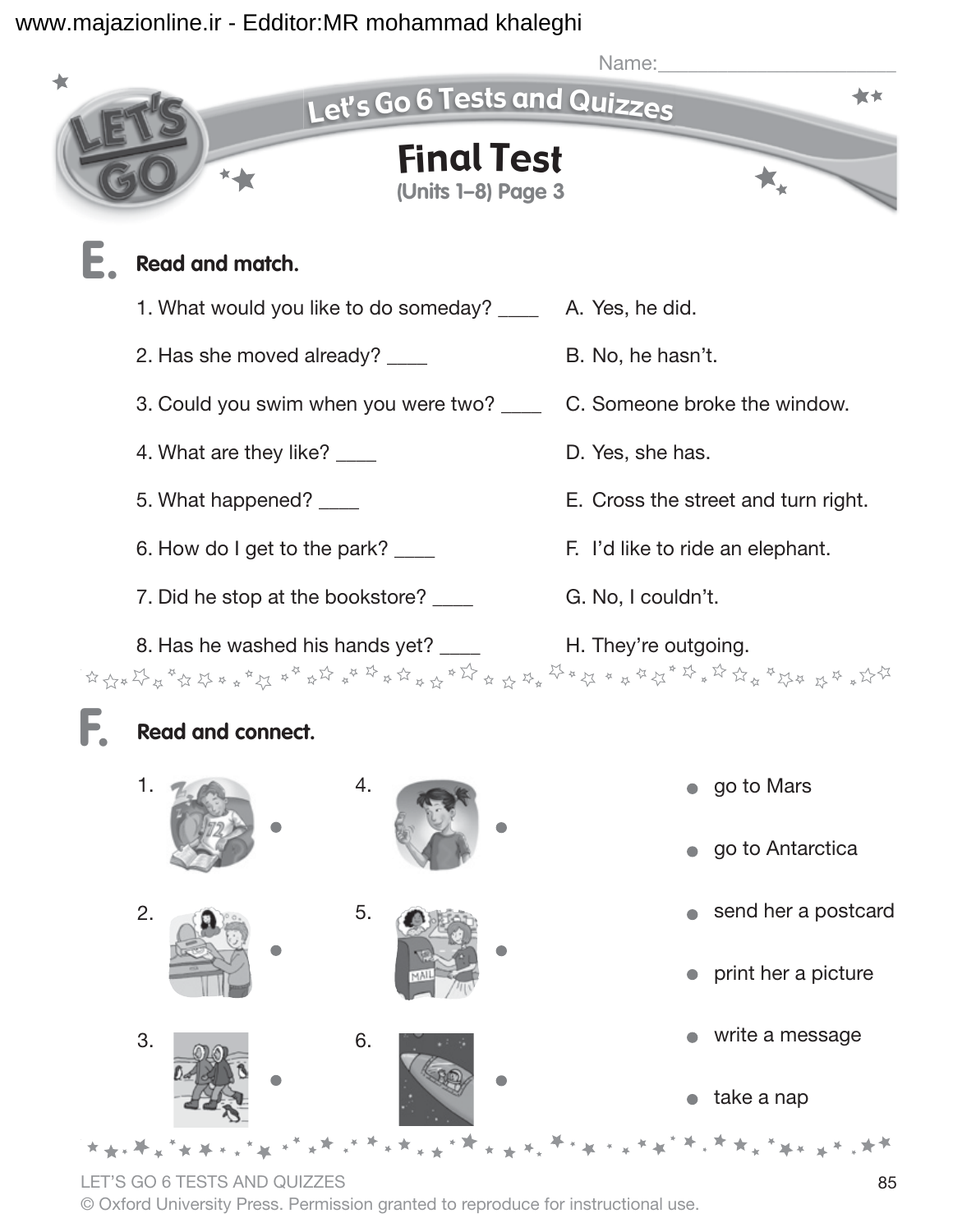Name:______________________

# Let's Go 6 Tests and Quizzes

## Final Test
**(Units 1–8) Page 3**

### E. Read and match.

1. What would you like to do someday? ____
2. Has she moved already? ____
3. Could you swim when you were two? ____
4. What are they like? ____
5. What happened? ____
6. How do I get to the park? ____
7. Did he stop at the bookstore? ____
8. Has he washed his hands yet? ____

A. Yes, he did.
B. No, he hasn't.
C. Someone broke the window.
D. Yes, she has.
E. Cross the street and turn right.
F. I'd like to ride an elephant.
G. No, I couldn't.
H. They're outgoing.

### F. Read and connect.

1. ●
2. ●
3. ●
4. ●
5. ●
6. ●

- ● go to Mars
- ● go to Antarctica
- ● send her a postcard
- ● print her a picture
- ● write a message
- ● take a nap

LET'S GO 6 TESTS AND QUIZZES
© Oxford University Press. Permission granted to reproduce for instructional use.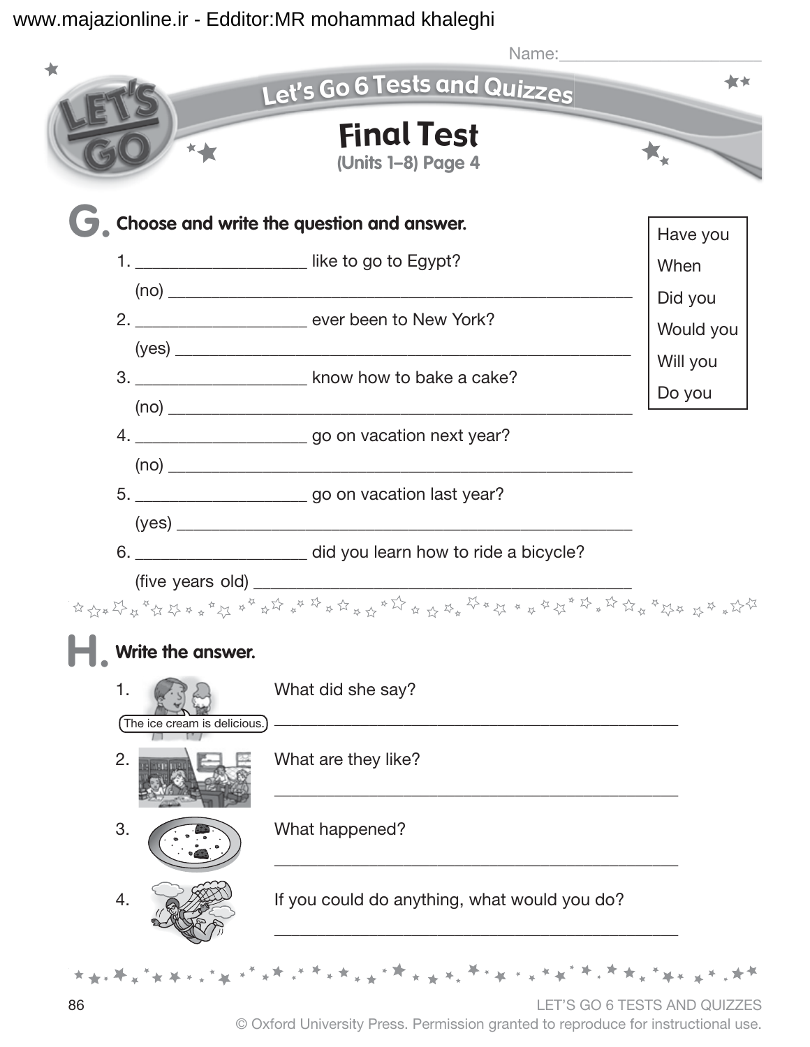Name:______________________

# Let's Go 6 Tests and Quizzes

## Final Test

**(Units 1–8) Page 4**

## G. Choose and write the question and answer.

| |
|---|
| Have you |
| When |
| Did you |
| Would you |
| Will you |
| Do you |

1. __________________ like to go to Egypt?
   (no) ______________________________________________________
2. __________________ ever been to New York?
   (yes) ______________________________________________________
3. __________________ know how to bake a cake?
   (no) ______________________________________________________
4. __________________ go on vacation next year?
   (no) ______________________________________________________
5. __________________ go on vacation last year?
   (yes) ______________________________________________________
6. __________________ did you learn how to ride a bicycle?
   (five years old) ______________________________________________

## H. Write the answer.

1. The ice cream is delicious. What did she say?
   ______________________________________________
2. What are they like?
   ______________________________________________
3. What happened?
   ______________________________________________
4. If you could do anything, what would you do?
   ______________________________________________

© Oxford University Press. Permission granted to reproduce for instructional use.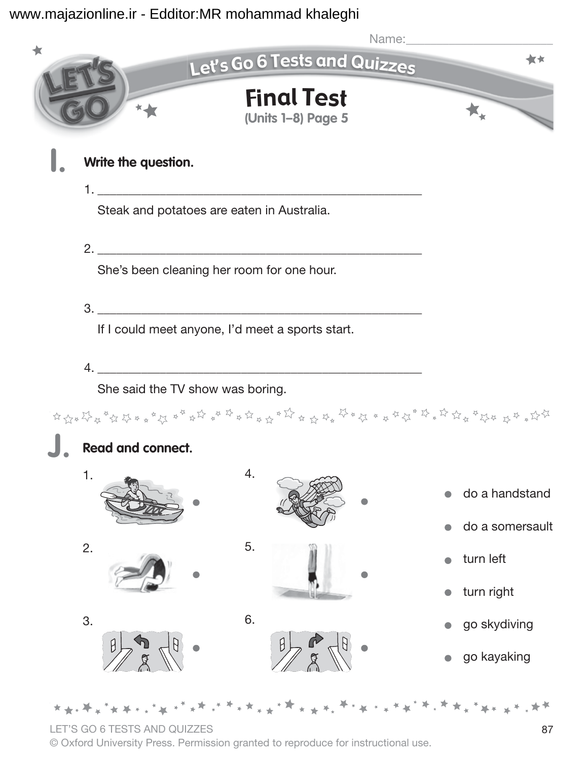Name:\_\_\_\_\_\_\_\_\_\_\_\_\_\_\_\_\_\_\_\_\_\_

# Let's Go 6 Tests and Quizzes

## Final Test
**(Units 1–8) Page 5**

## I. Write the question.

1. \_\_\_\_\_\_\_\_\_\_\_\_\_\_\_\_\_\_\_\_\_\_\_\_\_\_\_\_\_\_\_\_\_\_\_\_\_\_\_\_\_\_\_\_\_\_\_\_
   Steak and potatoes are eaten in Australia.

2. \_\_\_\_\_\_\_\_\_\_\_\_\_\_\_\_\_\_\_\_\_\_\_\_\_\_\_\_\_\_\_\_\_\_\_\_\_\_\_\_\_\_\_\_\_\_\_\_
   She's been cleaning her room for one hour.

3. \_\_\_\_\_\_\_\_\_\_\_\_\_\_\_\_\_\_\_\_\_\_\_\_\_\_\_\_\_\_\_\_\_\_\_\_\_\_\_\_\_\_\_\_\_\_\_\_
   If I could meet anyone, I'd meet a sports start.

4. \_\_\_\_\_\_\_\_\_\_\_\_\_\_\_\_\_\_\_\_\_\_\_\_\_\_\_\_\_\_\_\_\_\_\_\_\_\_\_\_\_\_\_\_\_\_\_\_
   She said the TV show was boring.

## J. Read and connect.

1. •
2. •
3. •
4. •
5. •
6. •

- • do a handstand
- • do a somersault
- • turn left
- • turn right
- • go skydiving
- • go kayaking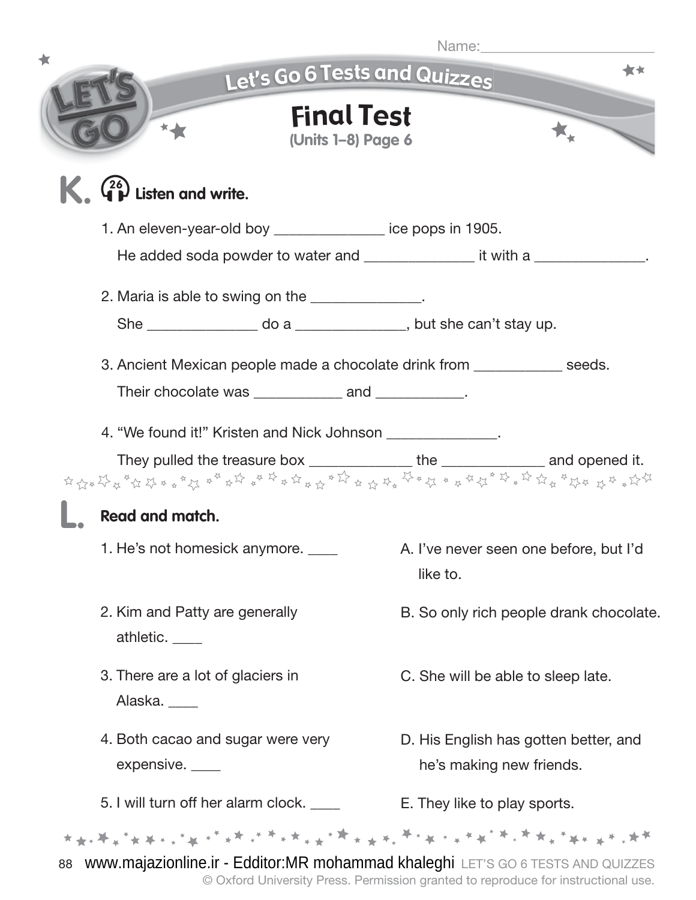Name:______________________

# Let's Go 6 Tests and Quizzes

## Final Test

(Units 1–8) Page 6

## K. Listen and write.

26

1. An eleven-year-old boy ______________ ice pops in 1905.
   He added soda powder to water and ______________ it with a ______________.

2. Maria is able to swing on the ______________.
   She ______________ do a ______________, but she can't stay up.

3. Ancient Mexican people made a chocolate drink from ___________ seeds.
   Their chocolate was ___________ and ___________.

4. "We found it!" Kristen and Nick Johnson ______________.
   They pulled the treasure box _____________ the _____________ and opened it.

## L. Read and match.

1. He's not homesick anymore. ____
2. Kim and Patty are generally athletic. ____
3. There are a lot of glaciers in Alaska. ____
4. Both cacao and sugar were very expensive. ____
5. I will turn off her alarm clock. ____

A. I've never seen one before, but I'd like to.

B. So only rich people drank chocolate.

C. She will be able to sleep late.

D. His English has gotten better, and he's making new friends.

E. They like to play sports.

www.majazionline.ir - Edditor:MR mohammad khaleghi LET'S GO 6 TESTS AND QUIZZES

© Oxford University Press. Permission granted to reproduce for instructional use.